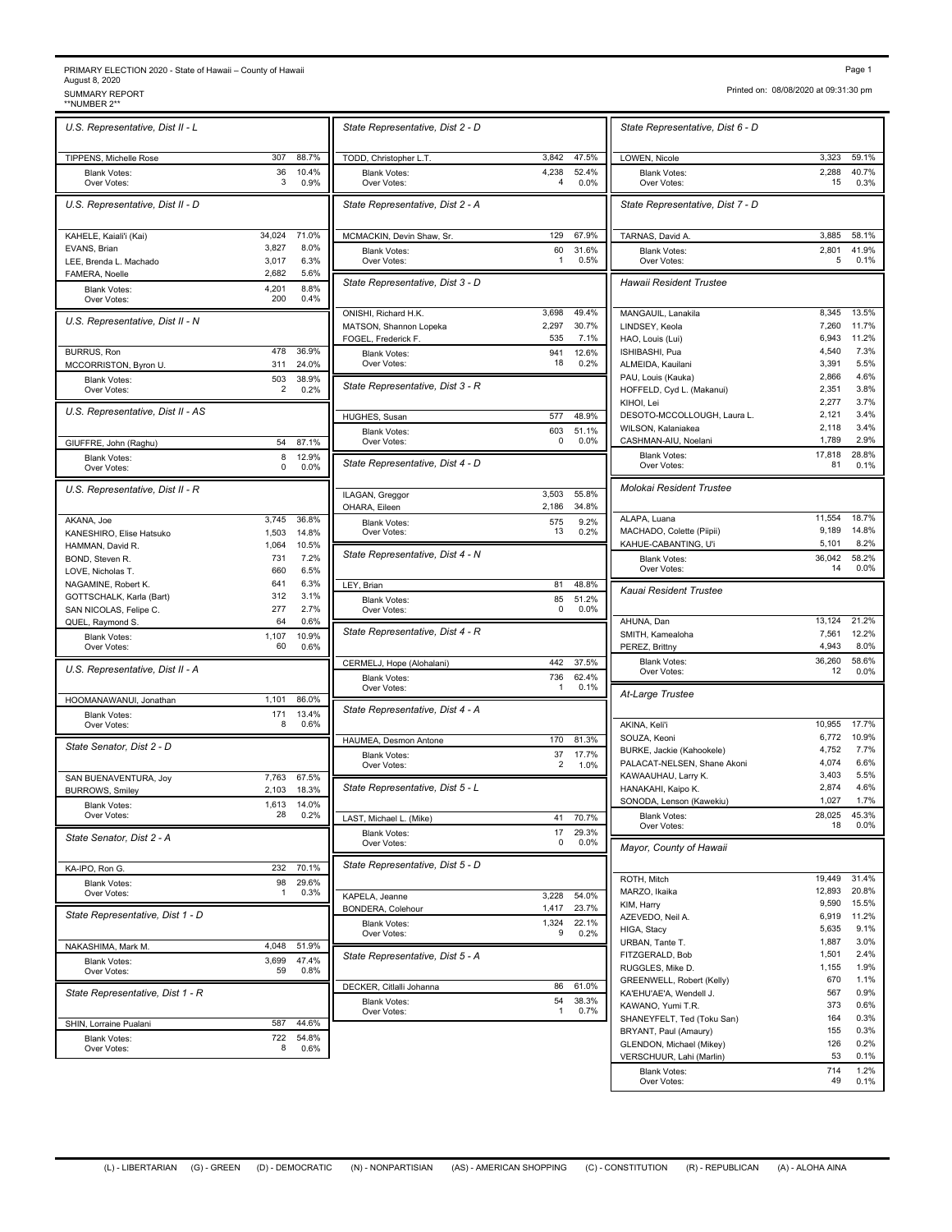PRIMARY ELECTION 2020 - State of Hawaii – County of Hawaii
August 8, 2020
SUMMARY REPORT
**NUMBER 2**

Printed on: 08/08/2020 at 09:31:30 pm

### U.S. Representative, Dist II - L

| | | |
|---|---|---|
| TIPPENS, Michelle Rose | 307 | 88.7% |
| Blank Votes: | 36 | 10.4% |
| Over Votes: | 3 | 0.9% |

### U.S. Representative, Dist II - D

| | | |
|---|---|---|
| KAHELE, Kaiali'i (Kai) | 34,024 | 71.0% |
| EVANS, Brian | 3,827 | 8.0% |
| LEE, Brenda L. Machado | 3,017 | 6.3% |
| FAMERA, Noelle | 2,682 | 5.6% |
| Blank Votes: | 4,201 | 8.8% |
| Over Votes: | 200 | 0.4% |

### U.S. Representative, Dist II - N

| | | |
|---|---|---|
| BURRUS, Ron | 478 | 36.9% |
| MCCORRISTON, Byron U. | 311 | 24.0% |
| Blank Votes: | 503 | 38.9% |
| Over Votes: | 2 | 0.2% |

### U.S. Representative, Dist II - AS

| | | |
|---|---|---|
| GIUFFRE, John (Raghu) | 54 | 87.1% |
| Blank Votes: | 8 | 12.9% |
| Over Votes: | 0 | 0.0% |

### U.S. Representative, Dist II - R

| | | |
|---|---|---|
| AKANA, Joe | 3,745 | 36.8% |
| KANESHIRO, Elise Hatsuko | 1,503 | 14.8% |
| HAMMAN, David R. | 1,064 | 10.5% |
| BOND, Steven R. | 731 | 7.2% |
| LOVE, Nicholas T. | 660 | 6.5% |
| NAGAMINE, Robert K. | 641 | 6.3% |
| GOTTSCHALK, Karla (Bart) | 312 | 3.1% |
| SAN NICOLAS, Felipe C. | 277 | 2.7% |
| QUEL, Raymond S. | 64 | 0.6% |
| Blank Votes: | 1,107 | 10.9% |
| Over Votes: | 60 | 0.6% |

### U.S. Representative, Dist II - A

| | | |
|---|---|---|
| HOOMANAWANUI, Jonathan | 1,101 | 86.0% |
| Blank Votes: | 171 | 13.4% |
| Over Votes: | 8 | 0.6% |

### State Senator, Dist 2 - D

| | | |
|---|---|---|
| SAN BUENAVENTURA, Joy | 7,763 | 67.5% |
| BURROWS, Smiley | 2,103 | 18.3% |
| Blank Votes: | 1,613 | 14.0% |
| Over Votes: | 28 | 0.2% |

### State Senator, Dist 2 - A

| | | |
|---|---|---|
| KA-IPO, Ron G. | 232 | 70.1% |
| Blank Votes: | 98 | 29.6% |
| Over Votes: | 1 | 0.3% |

### State Representative, Dist 1 - D

| | | |
|---|---|---|
| NAKASHIMA, Mark M. | 4,048 | 51.9% |
| Blank Votes: | 3,699 | 47.4% |
| Over Votes: | 59 | 0.8% |

### State Representative, Dist 1 - R

| | | |
|---|---|---|
| SHIN, Lorraine Pualani | 587 | 44.6% |
| Blank Votes: | 722 | 54.8% |
| Over Votes: | 8 | 0.6% |

### State Representative, Dist 2 - D

| | | |
|---|---|---|
| TODD, Christopher L.T. | 3,842 | 47.5% |
| Blank Votes: | 4,238 | 52.4% |
| Over Votes: | 4 | 0.0% |

### State Representative, Dist 2 - A

| | | |
|---|---|---|
| MCMACKIN, Devin Shaw, Sr. | 129 | 67.9% |
| Blank Votes: | 60 | 31.6% |
| Over Votes: | 1 | 0.5% |

### State Representative, Dist 3 - D

| | | |
|---|---|---|
| ONISHI, Richard H.K. | 3,698 | 49.4% |
| MATSON, Shannon Lopeka | 2,297 | 30.7% |
| FOGEL, Frederick F. | 535 | 7.1% |
| Blank Votes: | 941 | 12.6% |
| Over Votes: | 18 | 0.2% |

### State Representative, Dist 3 - R

| | | |
|---|---|---|
| HUGHES, Susan | 577 | 48.9% |
| Blank Votes: | 603 | 51.1% |
| Over Votes: | 0 | 0.0% |

### State Representative, Dist 4 - D

| | | |
|---|---|---|
| ILAGAN, Greggor | 3,503 | 55.8% |
| OHARA, Eileen | 2,186 | 34.8% |
| Blank Votes: | 575 | 9.2% |
| Over Votes: | 13 | 0.2% |

### State Representative, Dist 4 - N

| | | |
|---|---|---|
| LEY, Brian | 81 | 48.8% |
| Blank Votes: | 85 | 51.2% |
| Over Votes: | 0 | 0.0% |

### State Representative, Dist 4 - R

| | | |
|---|---|---|
| CERMELJ, Hope (Alohalani) | 442 | 37.5% |
| Blank Votes: | 736 | 62.4% |
| Over Votes: | 1 | 0.1% |

### State Representative, Dist 4 - A

| | | |
|---|---|---|
| HAUMEA, Desmon Antone | 170 | 81.3% |
| Blank Votes: | 37 | 17.7% |
| Over Votes: | 2 | 1.0% |

### State Representative, Dist 5 - L

| | | |
|---|---|---|
| LAST, Michael L. (Mike) | 41 | 70.7% |
| Blank Votes: | 17 | 29.3% |
| Over Votes: | 0 | 0.0% |

### State Representative, Dist 5 - D

| | | |
|---|---|---|
| KAPELA, Jeanne | 3,228 | 54.0% |
| BONDERA, Colehour | 1,417 | 23.7% |
| Blank Votes: | 1,324 | 22.1% |
| Over Votes: | 9 | 0.2% |

### State Representative, Dist 5 - A

| | | |
|---|---|---|
| DECKER, Citlalli Johanna | 86 | 61.0% |
| Blank Votes: | 54 | 38.3% |
| Over Votes: | 1 | 0.7% |

### State Representative, Dist 6 - D

| | | |
|---|---|---|
| LOWEN, Nicole | 3,323 | 59.1% |
| Blank Votes: | 2,288 | 40.7% |
| Over Votes: | 15 | 0.3% |

### State Representative, Dist 7 - D

| | | |
|---|---|---|
| TARNAS, David A. | 3,885 | 58.1% |
| Blank Votes: | 2,801 | 41.9% |
| Over Votes: | 5 | 0.1% |

### Hawaii Resident Trustee

| | | |
|---|---|---|
| MANGAUIL, Lanakila | 8,345 | 13.5% |
| LINDSEY, Keola | 7,260 | 11.7% |
| HAO, Louis (Lui) | 6,943 | 11.2% |
| ISHIBASHI, Pua | 4,540 | 7.3% |
| ALMEIDA, Kauilani | 3,391 | 5.5% |
| PAU, Louis (Kauka) | 2,866 | 4.6% |
| HOFFELD, Cyd L. (Makanui) | 2,351 | 3.8% |
| KIHOI, Lei | 2,277 | 3.7% |
| DESOTO-MCCOLLOUGH, Laura L. | 2,121 | 3.4% |
| WILSON, Kalaniakea | 2,118 | 3.4% |
| CASHMAN-AIU, Noelani | 1,789 | 2.9% |
| Blank Votes: | 17,818 | 28.8% |
| Over Votes: | 81 | 0.1% |

### Molokai Resident Trustee

| | | |
|---|---|---|
| ALAPA, Luana | 11,554 | 18.7% |
| MACHADO, Colette (Piipii) | 9,189 | 14.8% |
| KAHUE-CABANTING, U'i | 5,101 | 8.2% |
| Blank Votes: | 36,042 | 58.2% |
| Over Votes: | 14 | 0.0% |

### Kauai Resident Trustee

| | | |
|---|---|---|
| AHUNA, Dan | 13,124 | 21.2% |
| SMITH, Kamealoha | 7,561 | 12.2% |
| PEREZ, Brittny | 4,943 | 8.0% |
| Blank Votes: | 36,260 | 58.6% |
| Over Votes: | 12 | 0.0% |

### At-Large Trustee

| | | |
|---|---|---|
| AKINA, Keli'i | 10,955 | 17.7% |
| SOUZA, Keoni | 6,772 | 10.9% |
| BURKE, Jackie (Kahookele) | 4,752 | 7.7% |
| PALACAT-NELSEN, Shane Akoni | 4,074 | 6.6% |
| KAWAAUHAU, Larry K. | 3,403 | 5.5% |
| HANAKAHI, Kaipo K. | 2,874 | 4.6% |
| SONODA, Lenson (Kawekiu) | 1,027 | 1.7% |
| Blank Votes: | 28,025 | 45.3% |
| Over Votes: | 18 | 0.0% |

### Mayor, County of Hawaii

| | | |
|---|---|---|
| ROTH, Mitch | 19,449 | 31.4% |
| MARZO, Ikaika | 12,893 | 20.8% |
| KIM, Harry | 9,590 | 15.5% |
| AZEVEDO, Neil A. | 6,919 | 11.2% |
| HIGA, Stacy | 5,635 | 9.1% |
| URBAN, Tante T. | 1,887 | 3.0% |
| FITZGERALD, Bob | 1,501 | 2.4% |
| RUGGLES, Mike D. | 1,155 | 1.9% |
| GREENWELL, Robert (Kelly) | 670 | 1.1% |
| KA'EHU'AE'A, Wendell J. | 567 | 0.9% |
| KAWANO, Yumi T.R. | 373 | 0.6% |
| SHANEYFELT, Ted (Toku San) | 164 | 0.3% |
| BRYANT, Paul (Amaury) | 155 | 0.3% |
| GLENDON, Michael (Mikey) | 126 | 0.2% |
| VERSCHUUR, Lahi (Marlin) | 53 | 0.1% |
| Blank Votes: | 714 | 1.2% |
| Over Votes: | 49 | 0.1% |

(L) - LIBERTARIAN (G) - GREEN (D) - DEMOCRATIC (N) - NONPARTISIAN (AS) - AMERICAN SHOPPING (C) - CONSTITUTION (R) - REPUBLICAN (A) - ALOHA AINA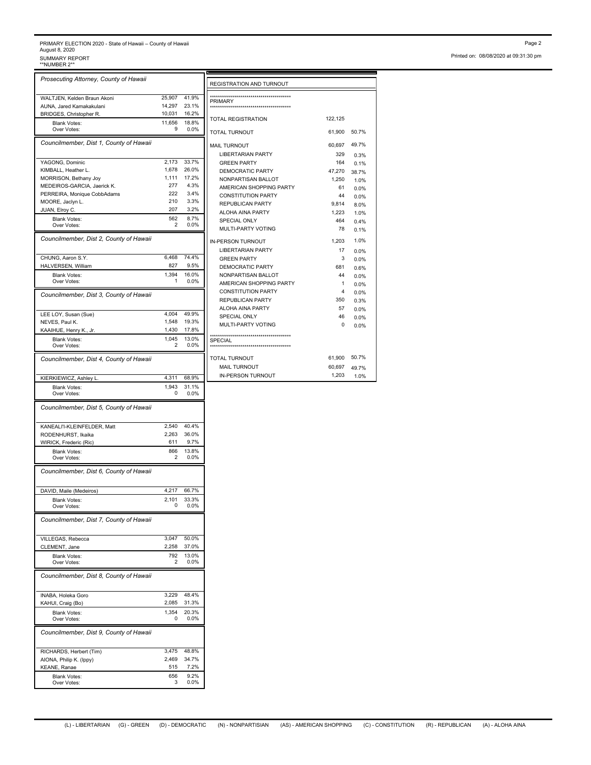PRIMARY ELECTION 2020 - State of Hawaii – County of Hawaii
August 8, 2020
SUMMARY REPORT
**NUMBER 2**

Printed on: 08/08/2020 at 09:31:30 pm

### Prosecuting Attorney, County of Hawaii

| | | |
|---|---|---|
| WALTJEN, Kelden Braun Akoni | 25,907 | 41.9% |
| AUNA, Jared Kamakakulani | 14,297 | 23.1% |
| BRIDGES, Christopher R. | 10,031 | 16.2% |
| Blank Votes: | 11,656 | 18.8% |
| Over Votes: | 9 | 0.0% |

### Councilmember, Dist 1, County of Hawaii

| | | |
|---|---|---|
| YAGONG, Dominic | 2,173 | 33.7% |
| KIMBALL, Heather L. | 1,678 | 26.0% |
| MORRISON, Bethany Joy | 1,111 | 17.2% |
| MEDEIROS-GARCIA, Jaerick K. | 277 | 4.3% |
| PERREIRA, Monique CobbAdams | 222 | 3.4% |
| MOORE, Jaclyn L. | 210 | 3.3% |
| JUAN, Elroy C. | 207 | 3.2% |
| Blank Votes: | 562 | 8.7% |
| Over Votes: | 2 | 0.0% |

### Councilmember, Dist 2, County of Hawaii

| | | |
|---|---|---|
| CHUNG, Aaron S.Y. | 6,468 | 74.4% |
| HALVERSEN, William | 827 | 9.5% |
| Blank Votes: | 1,394 | 16.0% |
| Over Votes: | 1 | 0.0% |

### Councilmember, Dist 3, County of Hawaii

| | | |
|---|---|---|
| LEE LOY, Susan (Sue) | 4,004 | 49.9% |
| NEVES, Paul K. | 1,548 | 19.3% |
| KAAIHUE, Henry K., Jr. | 1,430 | 17.8% |
| Blank Votes: | 1,045 | 13.0% |
| Over Votes: | 2 | 0.0% |

### Councilmember, Dist 4, County of Hawaii

| | | |
|---|---|---|
| KIERKIEWICZ, Ashley L. | 4,311 | 68.9% |
| Blank Votes: | 1,943 | 31.1% |
| Over Votes: | 0 | 0.0% |

### Councilmember, Dist 5, County of Hawaii

| | | |
|---|---|---|
| KANEALI'I-KLEINFELDER, Matt | 2,540 | 40.4% |
| RODENHURST, Ikaika | 2,263 | 36.0% |
| WIRICK, Frederic (Ric) | 611 | 9.7% |
| Blank Votes: | 866 | 13.8% |
| Over Votes: | 2 | 0.0% |

### Councilmember, Dist 6, County of Hawaii

| | | |
|---|---|---|
| DAVID, Maile (Medeiros) | 4,217 | 66.7% |
| Blank Votes: | 2,101 | 33.3% |
| Over Votes: | 0 | 0.0% |

### Councilmember, Dist 7, County of Hawaii

| | | |
|---|---|---|
| VILLEGAS, Rebecca | 3,047 | 50.0% |
| CLEMENT, Jane | 2,258 | 37.0% |
| Blank Votes: | 792 | 13.0% |
| Over Votes: | 2 | 0.0% |

### Councilmember, Dist 8, County of Hawaii

| | | |
|---|---|---|
| INABA, Holeka Goro | 3,229 | 48.4% |
| KAHUI, Craig (Bo) | 2,085 | 31.3% |
| Blank Votes: | 1,354 | 20.3% |
| Over Votes: | 0 | 0.0% |

### Councilmember, Dist 9, County of Hawaii

| | | |
|---|---|---|
| RICHARDS, Herbert (Tim) | 3,475 | 48.8% |
| AIONA, Philip K. (Ippy) | 2,469 | 34.7% |
| KEANE, Ranae | 515 | 7.2% |
| Blank Votes: | 656 | 9.2% |
| Over Votes: | 3 | 0.0% |

### REGISTRATION AND TURNOUT

**PRIMARY**

| | | |
|---|---|---|
| TOTAL REGISTRATION | 122,125 | |
| TOTAL TURNOUT | 61,900 | 50.7% |
| MAIL TURNOUT | 60,697 | 49.7% |
| LIBERTARIAN PARTY | 329 | 0.3% |
| GREEN PARTY | 164 | 0.1% |
| DEMOCRATIC PARTY | 47,270 | 38.7% |
| NONPARTISAN BALLOT | 1,250 | 1.0% |
| AMERICAN SHOPPING PARTY | 61 | 0.0% |
| CONSTITUTION PARTY | 44 | 0.0% |
| REPUBLICAN PARTY | 9,814 | 8.0% |
| ALOHA AINA PARTY | 1,223 | 1.0% |
| SPECIAL ONLY | 464 | 0.4% |
| MULTI-PARTY VOTING | 78 | 0.1% |
| IN-PERSON TURNOUT | 1,203 | 1.0% |
| LIBERTARIAN PARTY | 17 | 0.0% |
| GREEN PARTY | 3 | 0.0% |
| DEMOCRATIC PARTY | 681 | 0.6% |
| NONPARTISAN BALLOT | 44 | 0.0% |
| AMERICAN SHOPPING PARTY | 1 | 0.0% |
| CONSTITUTION PARTY | 4 | 0.0% |
| REPUBLICAN PARTY | 350 | 0.3% |
| ALOHA AINA PARTY | 57 | 0.0% |
| SPECIAL ONLY | 46 | 0.0% |
| MULTI-PARTY VOTING | 0 | 0.0% |

**SPECIAL**

| | | |
|---|---|---|
| TOTAL TURNOUT | 61,900 | 50.7% |
| MAIL TURNOUT | 60,697 | 49.7% |
| IN-PERSON TURNOUT | 1,203 | 1.0% |

(L) - LIBERTARIAN (G) - GREEN (D) - DEMOCRATIC (N) - NONPARTISIAN (AS) - AMERICAN SHOPPING (C) - CONSTITUTION (R) - REPUBLICAN (A) - ALOHA AINA